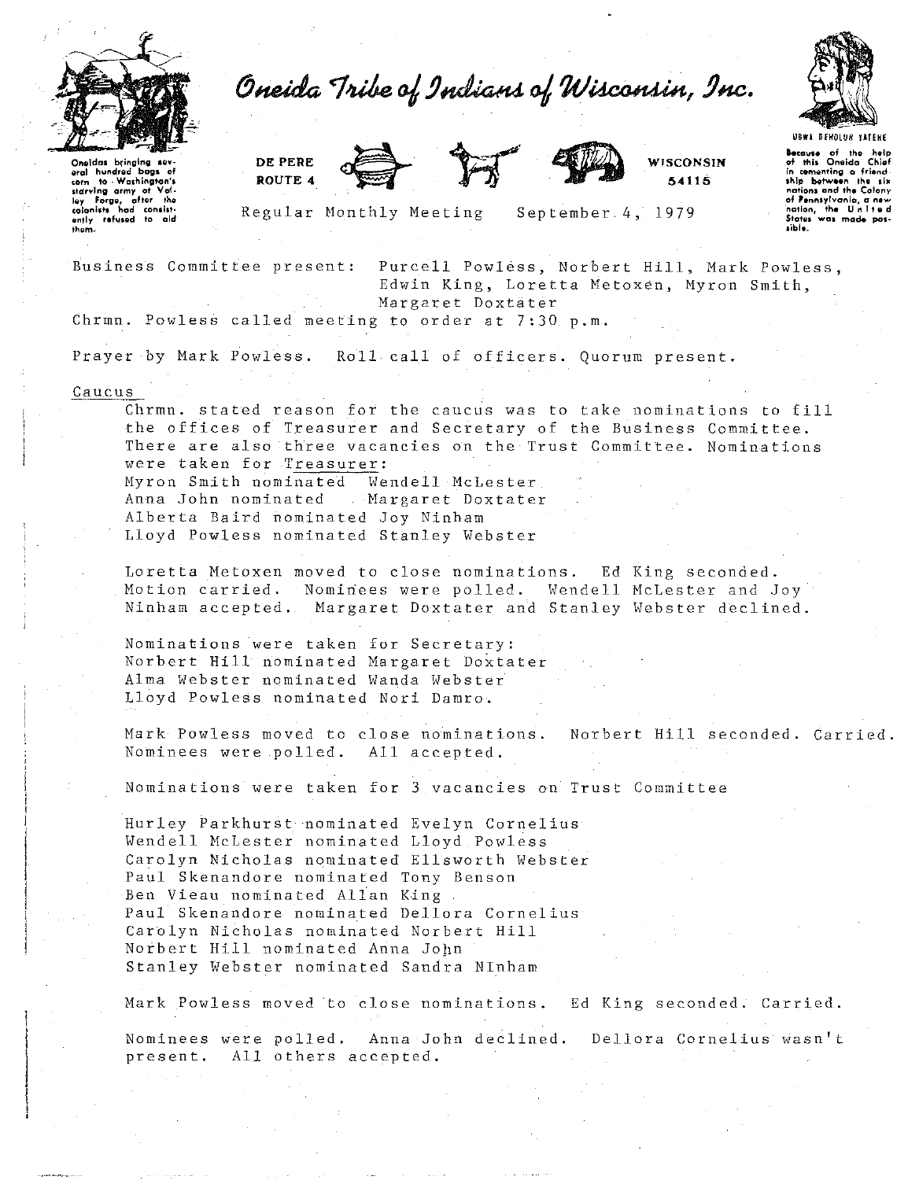# Oneida Tribe of Indians of Wisconsin, Inc.

Oneidas bringing several hundred bags of corn to Washington's starving army at Valley Forge, after the colonists had consistently refused to aid them.

DE PERE
ROUTE 4

WISCONSIN
54115

UGWA DEHOLUH YATEHE

Because of the help of this Oneida Chief in cementing a friendship between the six nations and the Colony of Pennsylvania, a new nation, the United States was made possible.

Regular Monthly Meeting September 4, 1979

Business Committee present: Purcell Powless, Norbert Hill, Mark Powless, Edwin King, Loretta Metoxen, Myron Smith, Margaret Doxtater

Chrmn. Powless called meeting to order at 7:30 p.m.

Prayer by Mark Powless. Roll call of officers. Quorum present.

Caucus

Chrmn. stated reason for the caucus was to take nominations to fill the offices of Treasurer and Secretary of the Business Committee. There are also three vacancies on the Trust Committee. Nominations were taken for Treasurer:

Myron Smith nominated Wendell McLester
Anna John nominated Margaret Doxtater
Alberta Baird nominated Joy Ninham
Lloyd Powless nominated Stanley Webster

Loretta Metoxen moved to close nominations. Ed King seconded. Motion carried. Nominees were polled. Wendell McLester and Joy Ninham accepted. Margaret Doxtater and Stanley Webster declined.

Nominations were taken for Secretary:

Norbert Hill nominated Margaret Doxtater
Alma Webster nominated Wanda Webster
Lloyd Powless nominated Nori Damro.

Mark Powless moved to close nominations. Norbert Hill seconded. Carried. Nominees were polled. All accepted.

Nominations were taken for 3 vacancies on Trust Committee

Hurley Parkhurst nominated Evelyn Cornelius
Wendell McLester nominated Lloyd Powless
Carolyn Nicholas nominated Ellsworth Webster
Paul Skenandore nominated Tony Benson
Ben Vieau nominated Allan King
Paul Skenandore nominated Dellora Cornelius
Carolyn Nicholas nominated Norbert Hill
Norbert Hill nominated Anna John
Stanley Webster nominated Sandra NInham

Mark Powless moved to close nominations. Ed King seconded. Carried.

Nominees were polled. Anna John declined. Dellora Cornelius wasn't present. All others accepted.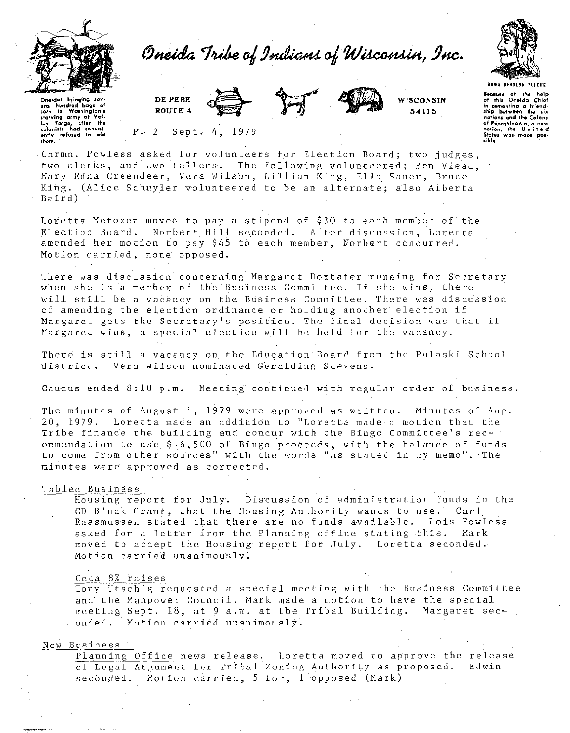Chrmn. Powless asked for volunteers for Election Board; two judges, two clerks, and two tellers. The following volunteered; Ben Vieau, Mary Edna Greendeer, Vera Wilson, Lillian King, Ella Sauer, Bruce King. (Alice Schuyler volunteered to be an alternate; also Alberta Baird)

Loretta Metoxen moved to pay a stipend of $30 to each member of the Election Board. Norbert Hill seconded. After discussion, Loretta amended her motion to pay $45 to each member, Norbert concurred. Motion carried, none opposed.

There was discussion concerning Margaret Doxtater running for Secretary when she is a member of the Business Committee. If she wins, there will still be a vacancy on the Business Committee. There was discussion of amending the election ordinance or holding another election if Margaret gets the Secretary's position. The final decision was that if Margaret wins, a special election will be held for the vacancy.

There is still a vacancy on the Education Board from the Pulaski School district. Vera Wilson nominated Geralding Stevens.

Caucus ended 8:10 p.m. Meeting continued with regular order of business.

The minutes of August 1, 1979 were approved as written. Minutes of Aug. 20, 1979. Loretta made an addition to "Loretta made a motion that the Tribe finance the building and concur with the Bingo Committee's recommendation to use $16,500 of Bingo proceeds, with the balance of funds to come from other sources" with the words "as stated in my memo". The minutes were approved as corrected.

## Tabled Business

Housing report for July. Discussion of administration funds in the CD Block Grant, that the Housing Authority wants to use. Carl Rassmussen stated that there are no funds available. Lois Powless asked for a letter from the Planning office stating this. Mark moved to accept the Housing report for July. Loretta seconded. Motion carried unanimously.

### Ceta 8% raises

Tony Utschig requested a special meeting with the Business Committee and the Manpower Council. Mark made a motion to have the special meeting Sept. 18, at 9 a.m. at the Tribal Building. Margaret seconded. Motion carried unanimously.

## New Business

Planning Office news release. Loretta moved to approve the release of Legal Argument for Tribal Zoning Authority as proposed. Edwin seconded. Motion carried, 5 for, 1 opposed (Mark)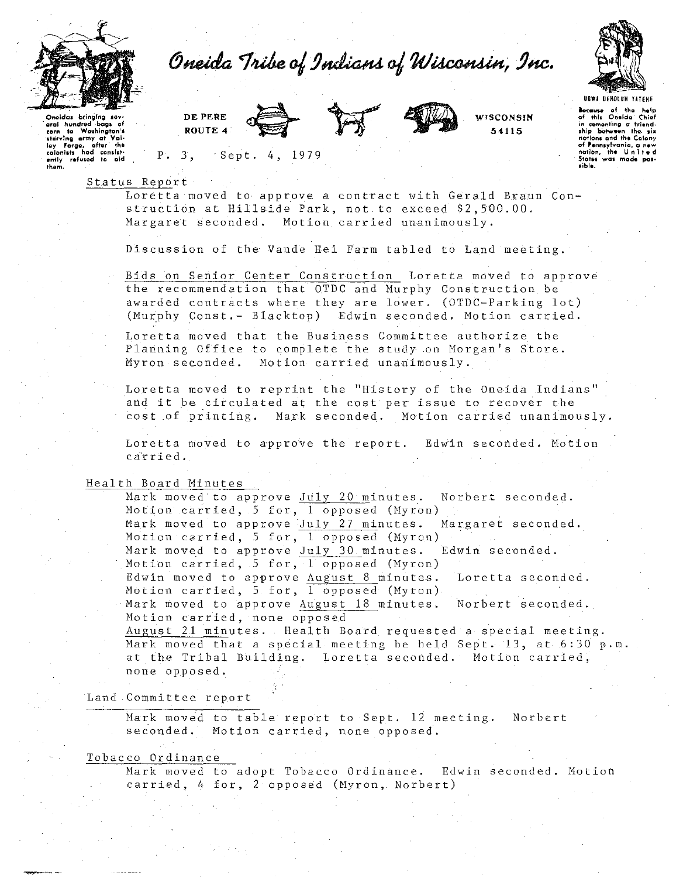# Oneida Tribe of Indians of Wisconsin, Inc.

Oneidas bringing several hundred bags of corn to Washington's starving army at Valley Forge, after the colonists had consistently refused to aid them.

DE PERE
ROUTE 4

WISCONSIN
54115

UGWA DEHOLUN YATEHE

Because of the help of this Oneida Chief in cementing a friendship between the six nations and the Colony of Pennsylvania, a new nation, the United States was made possible.

P. 3, Sept. 4, 1979

Status Report

Loretta moved to approve a contract with Gerald Braun Construction at Hillside Park, not to exceed $2,500.00. Margaret seconded. Motion carried unanimously.

Discussion of the Vande Hei Farm tabled to Land meeting.

Bids on Senior Center Construction Loretta moved to approve the recommendation that OTDC and Murphy Construction be awarded contracts where they are lower. (OTDC-Parking lot) (Murphy Const.- Blacktop) Edwin seconded. Motion carried.

Loretta moved that the Business Committee authorize the Planning Office to complete the study on Morgan's Store. Myron seconded. Motion carried unanimously.

Loretta moved to reprint the "History of the Oneida Indians" and it be circulated at the cost per issue to recover the cost of printing. Mark seconded. Motion carried unanimously.

Loretta moved to approve the report. Edwin seconded. Motion carried.

Health Board Minutes

Mark moved to approve July 20 minutes. Norbert seconded.
Motion carried, 5 for, 1 opposed (Myron)
Mark moved to approve July 27 minutes. Margaret seconded.
Motion carried, 5 for, 1 opposed (Myron)
Mark moved to approve July 30 minutes. Edwin seconded.
Motion carried, 5 for, 1 opposed (Myron)
Edwin moved to approve August 8 minutes. Loretta seconded.
Motion carried, 5 for, 1 opposed (Myron)
Mark moved to approve August 18 minutes. Norbert seconded.
Motion carried, none opposed
August 21 minutes. Health Board requested a special meeting.
Mark moved that a special meeting be held Sept. 13, at 6:30 p.m. at the Tribal Building. Loretta seconded. Motion carried, none opposed.

Land Committee report

Mark moved to table report to Sept. 12 meeting. Norbert seconded. Motion carried, none opposed.

Tobacco Ordinance

Mark moved to adopt Tobacco Ordinance. Edwin seconded. Motion carried, 4 for, 2 opposed (Myron, Norbert)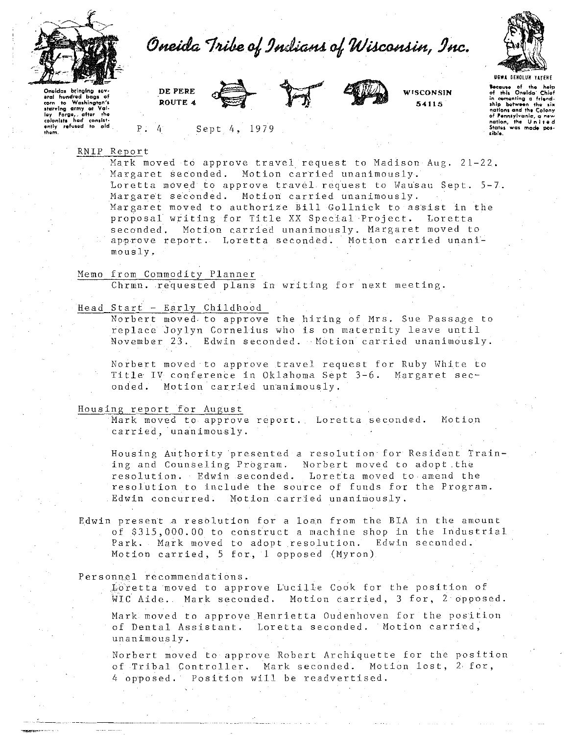# Oneida Tribe of Indians of Wisconsin, Inc.

DE PERE ROUTE 4 — WISCONSIN 54115

Oneidas bringing several hundred bags of corn to Washington's starving army at Valley Forge, after the colonists had consistently refused to aid them.

UGWA DENOLUN YATEHE

Because of the help of this Oneida Chief in cementing a friendship between the six nations and the Colony of Pennsylvania, a new nation, the United States was made possible.

P. 4 Sept 4, 1979

RNIP Report

Mark moved to approve travel request to Madison Aug. 21-22. Margaret seconded. Motion carried unanimously. Loretta moved to approve travel request to Wausau Sept. 5-7. Margaret seconded. Motion carried unanimously. Margaret moved to authorize Bill Gollnick to assist in the proposal writing for Title XX Special Project. Loretta seconded. Motion carried unanimously. Margaret moved to approve report. Loretta seconded. Motion carried unanimously.

Memo from Commodity Planner

Chrmn. requested plans in writing for next meeting.

Head Start - Early Childhood

Norbert moved to approve the hiring of Mrs. Sue Passage to replace Joylyn Cornelius who is on maternity leave until November 23. Edwin seconded. Motion carried unanimously.

Norbert moved to approve travel request for Ruby White to Title IV conference in Oklahoma Sept 3-6. Margaret seconded. Motion carried unanimously.

Housing report for August

Mark moved to approve report. Loretta seconded. Motion carried, unanimously.

Housing Authority presented a resolution for Resident Training and Counseling Program. Norbert moved to adopt the resolution. Edwin seconded. Loretta moved to amend the resolution to include the source of funds for the Program. Edwin concurred. Motion carried unanimously.

Edwin present a resolution for a loan from the BIA in the amount of $315,000.00 to construct a machine shop in the Industrial Park. Mark moved to adopt resolution. Edwin seconded. Motion carried, 5 for, 1 opposed (Myron)

Personnel recommendations.

Loretta moved to approve Lucille Cook for the position of WIC Aide. Mark seconded. Motion carried, 3 for, 2 opposed.

Mark moved to approve Henrietta Oudenhoven for the position of Dental Assistant. Loretta seconded. Motion carried, unanimously.

Norbert moved to approve Robert Archiquette for the position of Tribal Controller. Mark seconded. Motion lost, 2 for, 4 opposed. Position will be readvertised.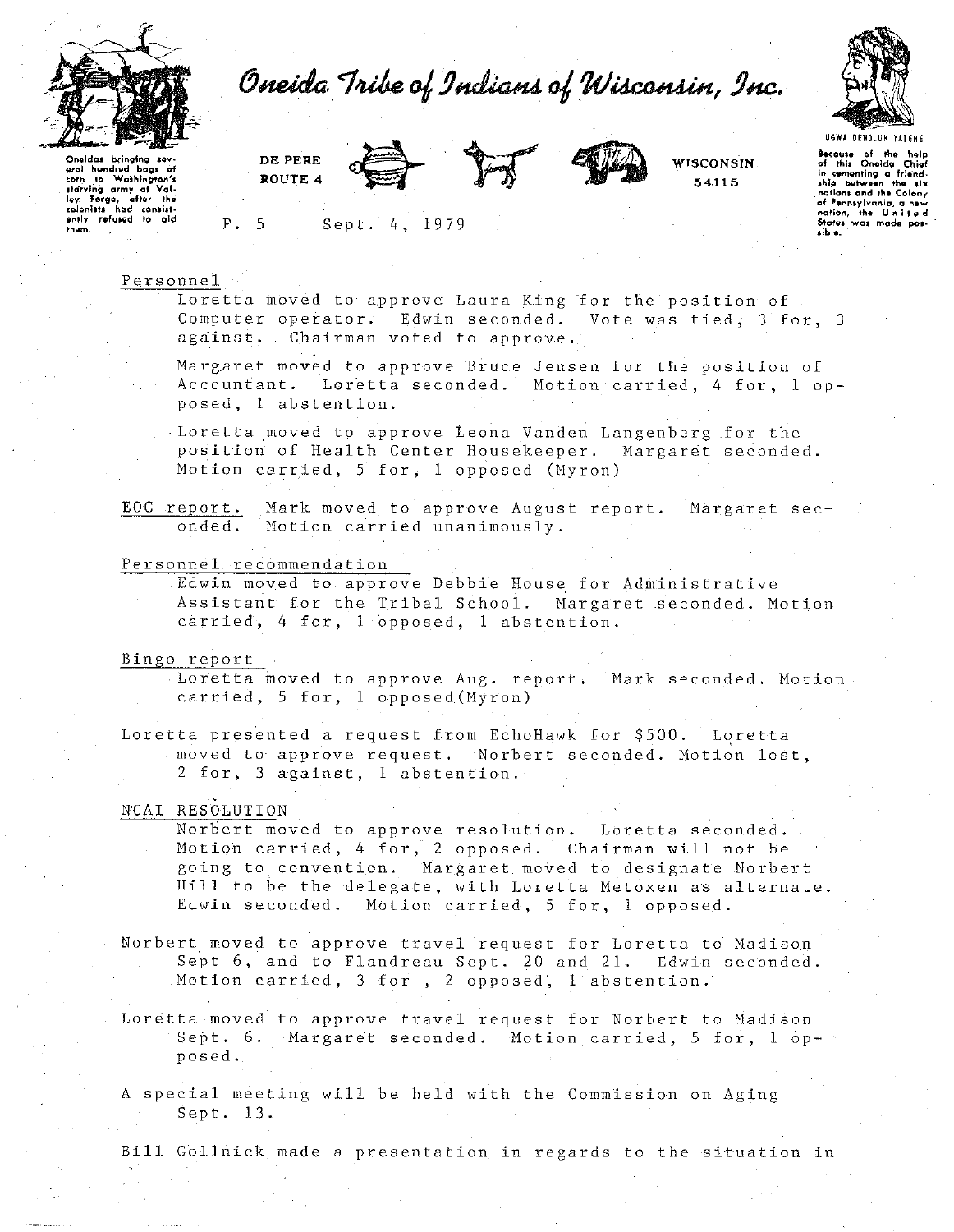Personnel

Loretta moved to approve Laura King for the position of Computer operator. Edwin seconded. Vote was tied, 3 for, 3 against. Chairman voted to approve.

Margaret moved to approve Bruce Jensen for the position of Accountant. Loretta seconded. Motion carried, 4 for, 1 opposed, 1 abstention.

Loretta moved to approve Leona Vanden Langenberg for the position of Health Center Housekeeper. Margaret seconded. Motion carried, 5 for, 1 opposed (Myron)

EOC report. Mark moved to approve August report. Margaret seconded. Motion carried unanimously.

Personnel recommendation

Edwin moved to approve Debbie House for Administrative Assistant for the Tribal School. Margaret seconded. Motion carried, 4 for, 1 opposed, 1 abstention.

Bingo report

Loretta moved to approve Aug. report. Mark seconded. Motion carried, 5 for, 1 opposed (Myron)

Loretta presented a request from EchoHawk for $500. Loretta moved to approve request. Norbert seconded. Motion lost, 2 for, 3 against, 1 abstention.

NCAI RESOLUTION

Norbert moved to approve resolution. Loretta seconded. Motion carried, 4 for, 2 opposed. Chairman will not be going to convention. Margaret moved to designate Norbert Hill to be the delegate, with Loretta Metoxen as alternate. Edwin seconded. Motion carried, 5 for, 1 opposed.

Norbert moved to approve travel request for Loretta to Madison Sept 6, and to Flandreau Sept. 20 and 21. Edwin seconded. Motion carried, 3 for, 2 opposed, 1 abstention.

Loretta moved to approve travel request for Norbert to Madison Sept. 6. Margaret seconded. Motion carried, 5 for, 1 opposed.

A special meeting will be held with the Commission on Aging Sept. 13.

Bill Gollnick made a presentation in regards to the situation in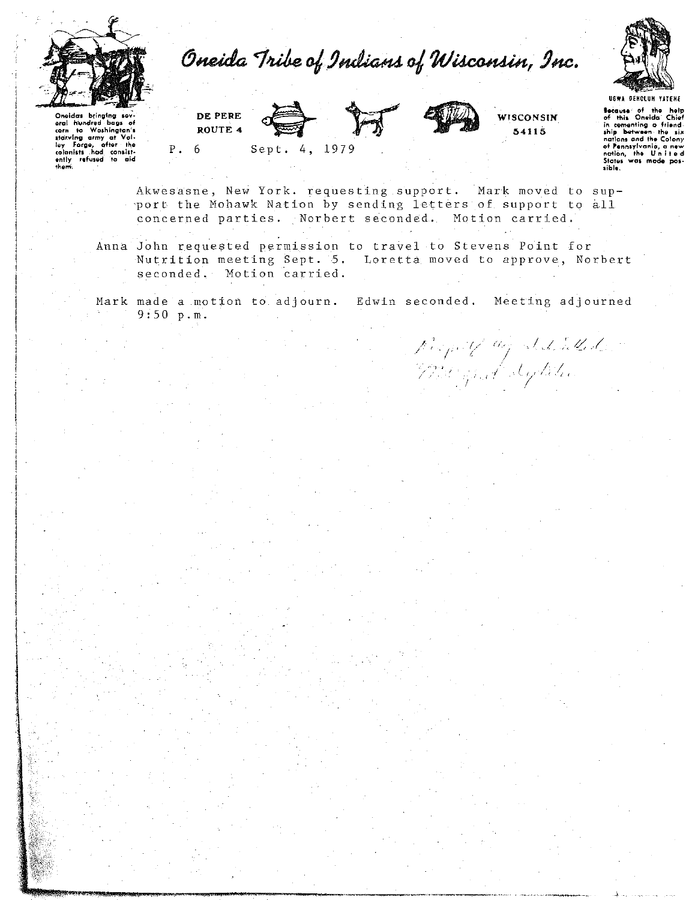Oneida Tribe of Indians of Wisconsin, Inc.

Oneidas bringing several hundred bags of corn to Washington's starving army at Valley Forge, after the colonists had consistently refused to aid them.

DE PERE
ROUTE 4

WISCONSIN
54115

UGWA DEHOLUH YATEHE

Because of the help of this Oneida Chief in cementing a friendship between the six nations and the Colony of Pennsylvania, a new nation, the United States was made possible.

P. 6 Sept. 4, 1979

Akwesasne, New York. requesting support. Mark moved to support the Mohawk Nation by sending letters of support to all concerned parties. Norbert seconded. Motion carried.

Anna John requested permission to travel to Stevens Point for Nutrition meeting Sept. 5. Loretta moved to approve, Norbert seconded. Motion carried.

Mark made a motion to adjourn. Edwin seconded. Meeting adjourned 9:50 p.m.

Respectfully submitted,
Margaret Nythlin